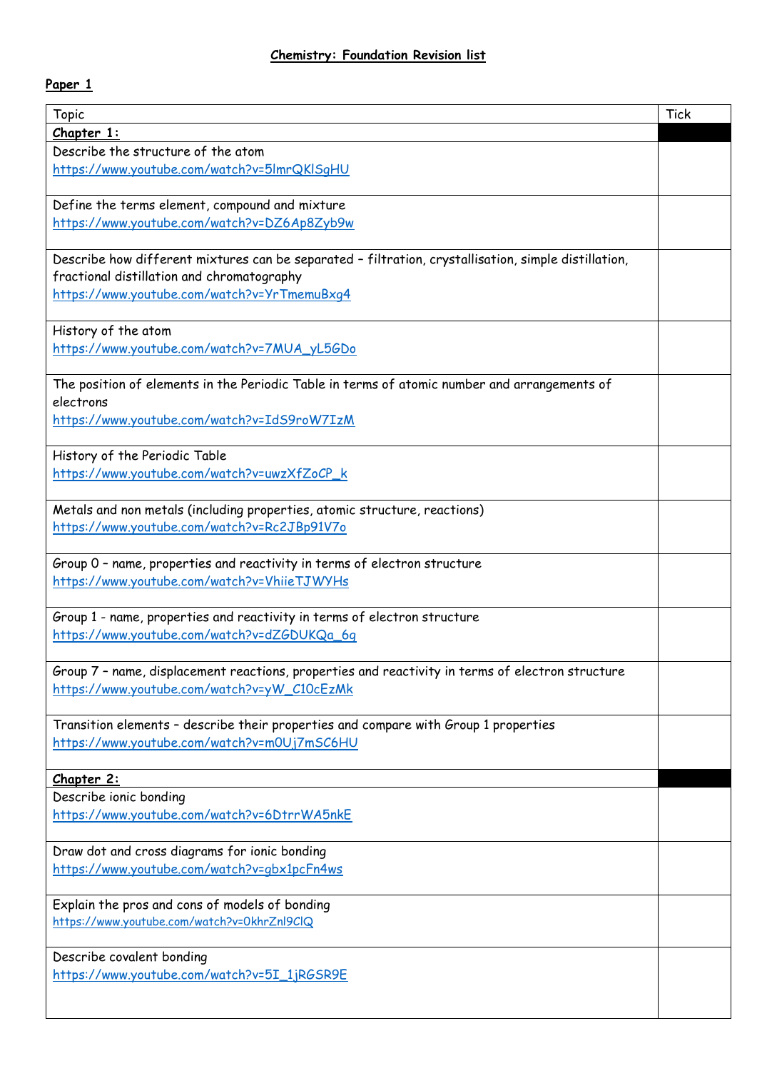# Chemistry: Foundation Revision list

## Paper 1

| Topic | Tick |
|---|---|
| **Chapter 1:** | |
| Describe the structure of the atom<br>https://www.youtube.com/watch?v=5lmrQKlSgHU | |
| Define the terms element, compound and mixture<br>https://www.youtube.com/watch?v=DZ6Ap8Zyb9w | |
| Describe how different mixtures can be separated – filtration, crystallisation, simple distillation, fractional distillation and chromatography<br>https://www.youtube.com/watch?v=YrTmemuBxg4 | |
| History of the atom<br>https://www.youtube.com/watch?v=7MUA_yL5GDo | |
| The position of elements in the Periodic Table in terms of atomic number and arrangements of electrons<br>https://www.youtube.com/watch?v=IdS9roW7IzM | |
| History of the Periodic Table<br>https://www.youtube.com/watch?v=uwzXfZoCP_k | |
| Metals and non metals (including properties, atomic structure, reactions)<br>https://www.youtube.com/watch?v=Rc2JBp91V7o | |
| Group 0 – name, properties and reactivity in terms of electron structure<br>https://www.youtube.com/watch?v=VhiieTJWYHs | |
| Group 1 - name, properties and reactivity in terms of electron structure<br>https://www.youtube.com/watch?v=dZGDUKQa_6g | |
| Group 7 – name, displacement reactions, properties and reactivity in terms of electron structure<br>https://www.youtube.com/watch?v=yW_C10cEzMk | |
| Transition elements – describe their properties and compare with Group 1 properties<br>https://www.youtube.com/watch?v=m0Uj7mSC6HU | |
| **Chapter 2:** | |
| Describe ionic bonding<br>https://www.youtube.com/watch?v=6DtrrWA5nkE | |
| Draw dot and cross diagrams for ionic bonding<br>https://www.youtube.com/watch?v=gbx1pcFn4ws | |
| Explain the pros and cons of models of bonding<br>https://www.youtube.com/watch?v=0khrZnl9ClQ | |
| Describe covalent bonding<br>https://www.youtube.com/watch?v=5I_1jRGSR9E | |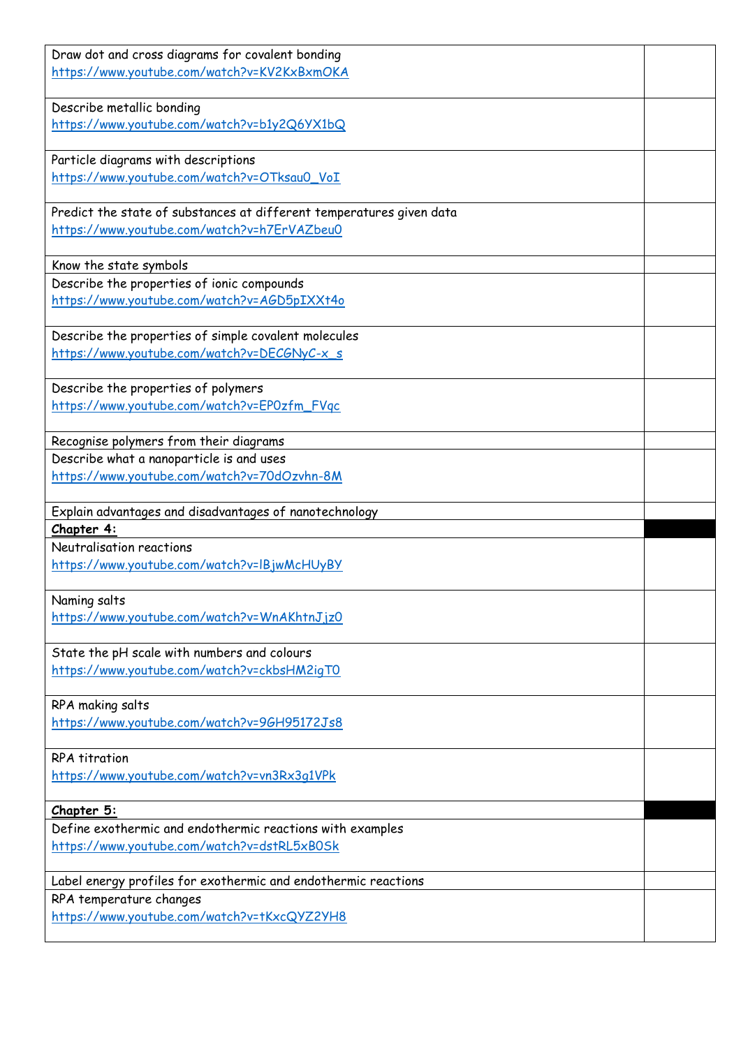| | |
|---|---|
| Draw dot and cross diagrams for covalent bonding<br>https://www.youtube.com/watch?v=KV2KxBxmOKA | |
| Describe metallic bonding<br>https://www.youtube.com/watch?v=b1y2Q6YX1bQ | |
| Particle diagrams with descriptions<br>https://www.youtube.com/watch?v=OTksau0_VoI | |
| Predict the state of substances at different temperatures given data<br>https://www.youtube.com/watch?v=h7ErVAZbeu0 | |
| Know the state symbols | |
| Describe the properties of ionic compounds<br>https://www.youtube.com/watch?v=AGD5pIXXt4o | |
| Describe the properties of simple covalent molecules<br>https://www.youtube.com/watch?v=DECGNyC-x_s | |
| Describe the properties of polymers<br>https://www.youtube.com/watch?v=EP0zfm_FVqc | |
| Recognise polymers from their diagrams | |
| Describe what a nanoparticle is and uses<br>https://www.youtube.com/watch?v=70dOzvhn-8M | |
| Explain advantages and disadvantages of nanotechnology | |
| **Chapter 4:** | |
| Neutralisation reactions<br>https://www.youtube.com/watch?v=lBjwMcHUyBY | |
| Naming salts<br>https://www.youtube.com/watch?v=WnAKhtnJjz0 | |
| State the pH scale with numbers and colours<br>https://www.youtube.com/watch?v=ckbsHM2igT0 | |
| RPA making salts<br>https://www.youtube.com/watch?v=9GH95172Js8 | |
| RPA titration<br>https://www.youtube.com/watch?v=vn3Rx3g1VPk | |
| **Chapter 5:** | |
| Define exothermic and endothermic reactions with examples<br>https://www.youtube.com/watch?v=dstRL5xB0Sk | |
| Label energy profiles for exothermic and endothermic reactions | |
| RPA temperature changes<br>https://www.youtube.com/watch?v=tKxcQYZ2YH8 | |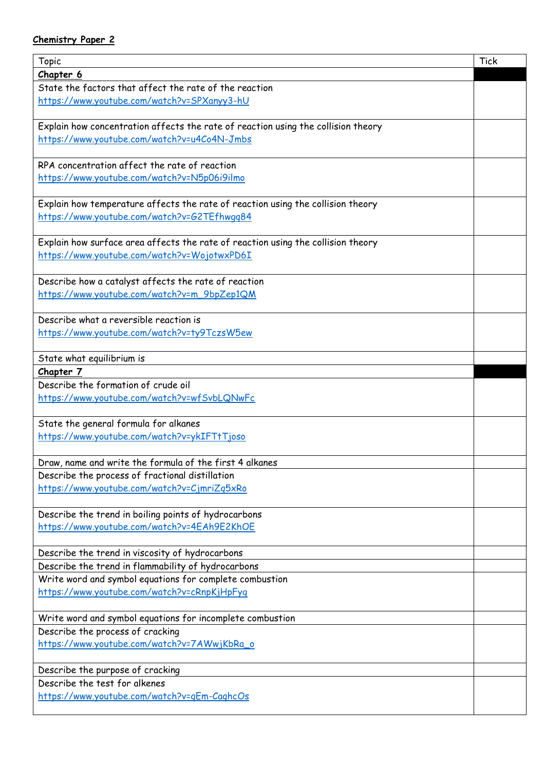**Chemistry Paper 2**

| Topic | Tick |
| --- | --- |
| **Chapter 6** | |
| State the factors that affect the rate of the reaction<br>https://www.youtube.com/watch?v=SPXanyy3-hU | |
| Explain how concentration affects the rate of reaction using the collision theory<br>https://www.youtube.com/watch?v=u4Co4N-Jmbs | |
| RPA concentration affect the rate of reaction<br>https://www.youtube.com/watch?v=N5p06i9ilmo | |
| Explain how temperature affects the rate of reaction using the collision theory<br>https://www.youtube.com/watch?v=G2TEfhwgq84 | |
| Explain how surface area affects the rate of reaction using the collision theory<br>https://www.youtube.com/watch?v=WojotwxPD6I | |
| Describe how a catalyst affects the rate of reaction<br>https://www.youtube.com/watch?v=m_9bpZep1QM | |
| Describe what a reversible reaction is<br>https://www.youtube.com/watch?v=ty9TczsW5ew | |
| State what equilibrium is | |
| **Chapter 7** | |
| Describe the formation of crude oil<br>https://www.youtube.com/watch?v=wfSvbLQNwFc | |
| State the general formula for alkanes<br>https://www.youtube.com/watch?v=ykIFTtTjoso | |
| Draw, name and write the formula of the first 4 alkanes | |
| Describe the process of fractional distillation<br>https://www.youtube.com/watch?v=CjmriZq5xRo | |
| Describe the trend in boiling points of hydrocarbons<br>https://www.youtube.com/watch?v=4EAh9E2KhOE | |
| Describe the trend in viscosity of hydrocarbons | |
| Describe the trend in flammability of hydrocarbons | |
| Write word and symbol equations for complete combustion<br>https://www.youtube.com/watch?v=cRnpKjHpFyg | |
| Write word and symbol equations for incomplete combustion | |
| Describe the process of cracking<br>https://www.youtube.com/watch?v=7AWwjKbRa_o | |
| Describe the purpose of cracking | |
| Describe the test for alkenes<br>https://www.youtube.com/watch?v=qEm-CaghcOs | |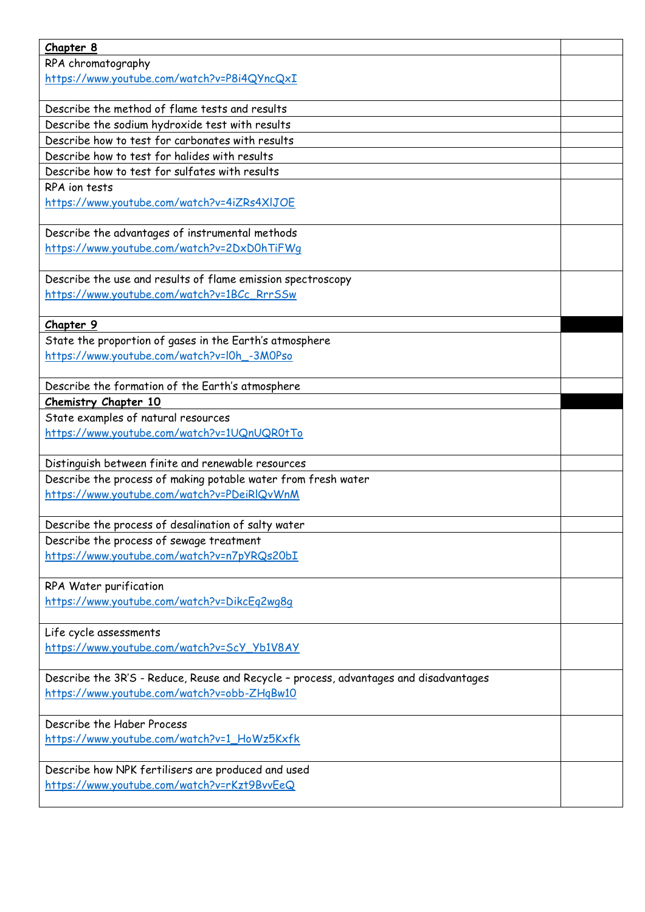| | |
|---|---|
| **Chapter 8** | |
| RPA chromatography<br>https://www.youtube.com/watch?v=P8i4QYncQxI | |
| Describe the method of flame tests and results | |
| Describe the sodium hydroxide test with results | |
| Describe how to test for carbonates with results | |
| Describe how to test for halides with results | |
| Describe how to test for sulfates with results | |
| RPA ion tests<br>https://www.youtube.com/watch?v=4iZRs4XlJOE | |
| Describe the advantages of instrumental methods<br>https://www.youtube.com/watch?v=2DxD0hTiFWg | |
| Describe the use and results of flame emission spectroscopy<br>https://www.youtube.com/watch?v=1BCc_RrrSSw | |
| **Chapter 9** | |
| State the proportion of gases in the Earth's atmosphere<br>https://www.youtube.com/watch?v=l0h_-3M0Pso | |
| Describe the formation of the Earth's atmosphere | |
| **Chemistry Chapter 10** | |
| State examples of natural resources<br>https://www.youtube.com/watch?v=1UQnUQR0tTo | |
| Distinguish between finite and renewable resources | |
| Describe the process of making potable water from fresh water<br>https://www.youtube.com/watch?v=PDeiRlQvWnM | |
| Describe the process of desalination of salty water | |
| Describe the process of sewage treatment<br>https://www.youtube.com/watch?v=n7pYRQs20bI | |
| RPA Water purification<br>https://www.youtube.com/watch?v=DikcEq2wg8g | |
| Life cycle assessments<br>https://www.youtube.com/watch?v=ScY_Yb1V8AY | |
| Describe the 3R'S - Reduce, Reuse and Recycle – process, advantages and disadvantages<br>https://www.youtube.com/watch?v=obb-ZHqBw10 | |
| Describe the Haber Process<br>https://www.youtube.com/watch?v=1_HoWz5Kxfk | |
| Describe how NPK fertilisers are produced and used<br>https://www.youtube.com/watch?v=rKzt9BvvEeQ | |